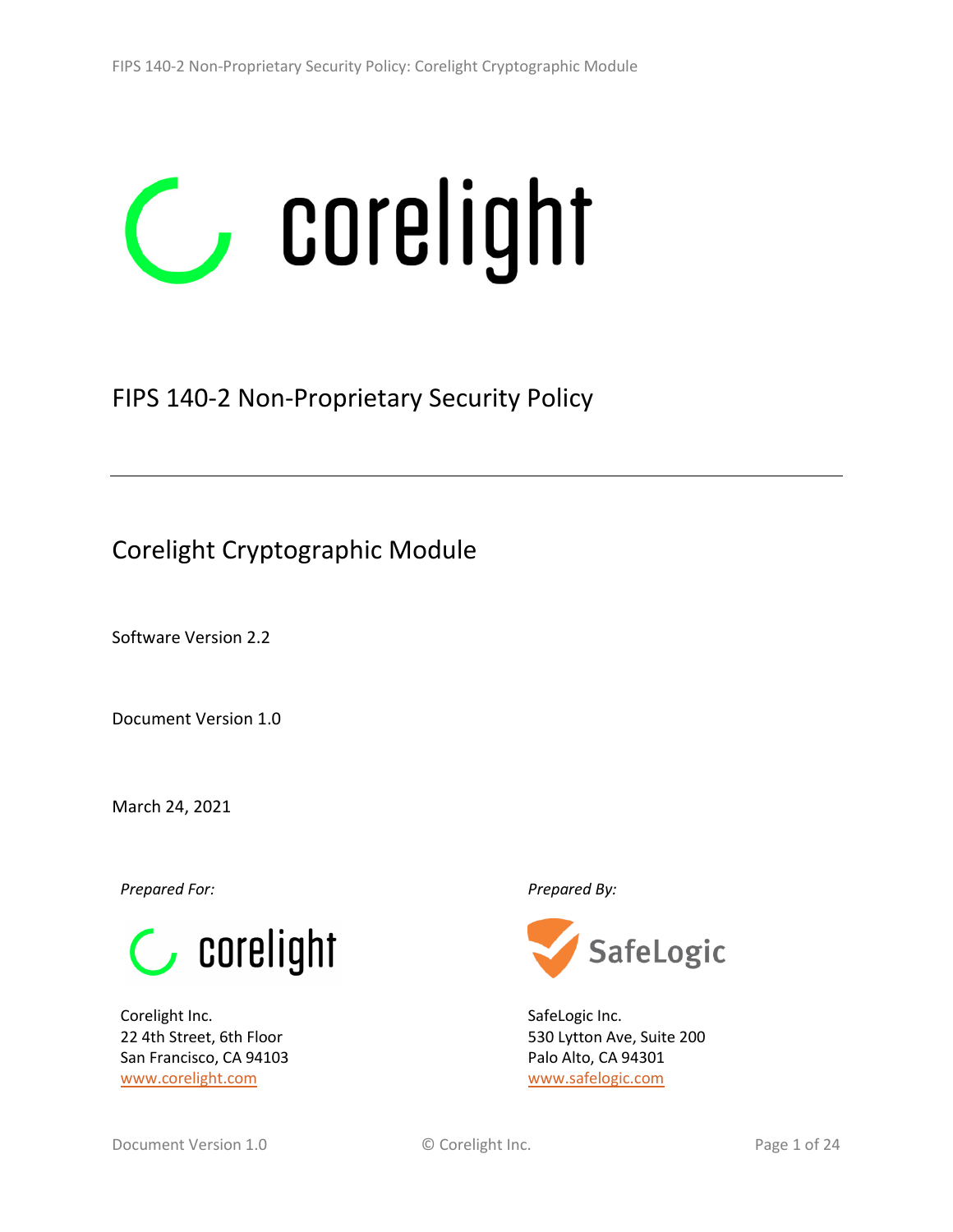# FIPS 140-2 Non-Proprietary Security Policy

## Corelight Cryptographic Module

Software Version 2.2

Document Version 1.0

March 24, 2021

*Prepared For:*

Corelight Inc.
22 4th Street, 6th Floor
San Francisco, CA 94103
www.corelight.com

*Prepared By:*

SafeLogic Inc.
530 Lytton Ave, Suite 200
Palo Alto, CA 94301
www.safelogic.com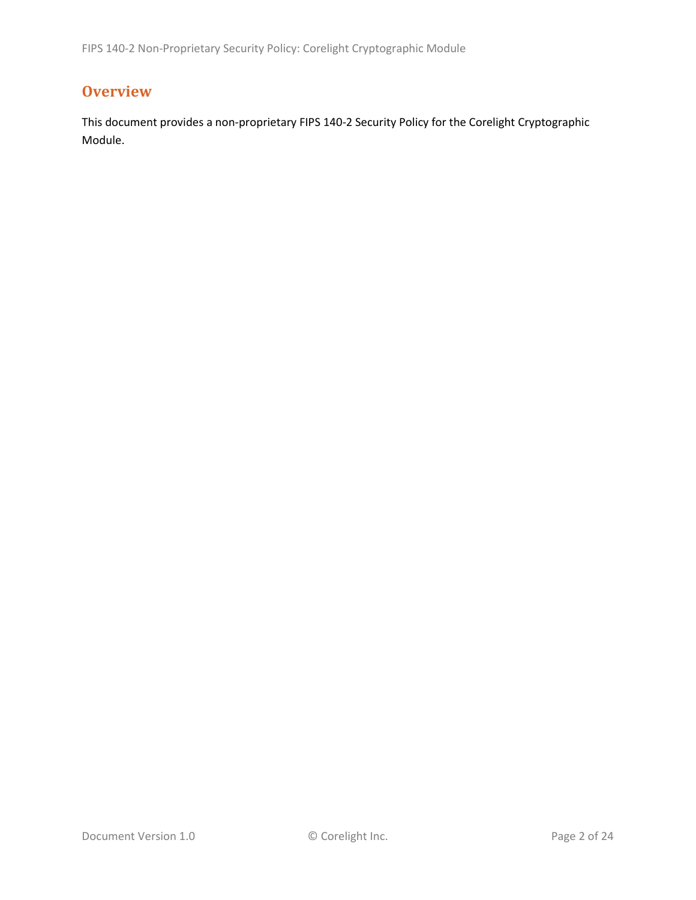# Overview

This document provides a non-proprietary FIPS 140-2 Security Policy for the Corelight Cryptographic Module.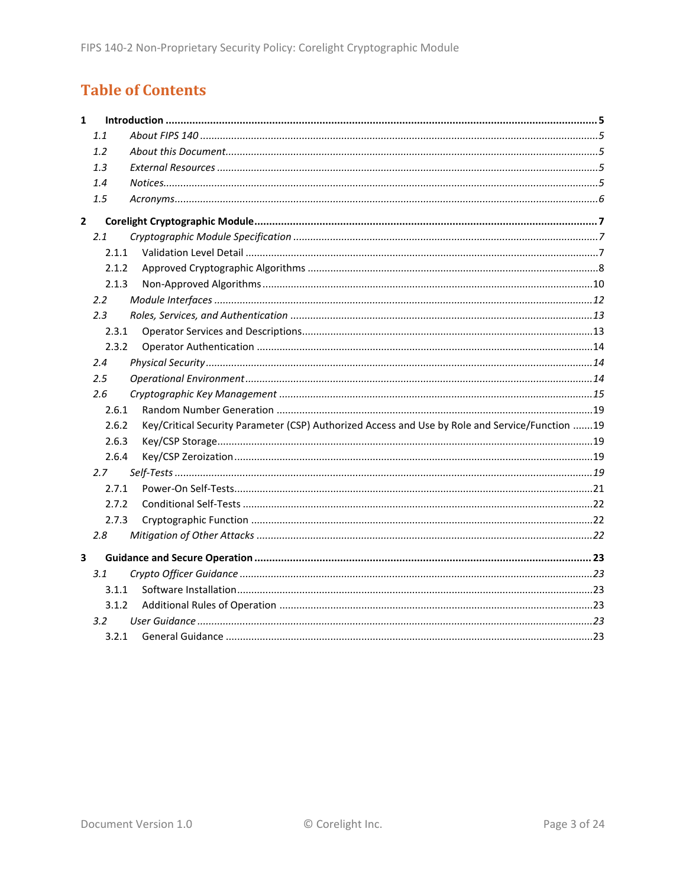# Table of Contents

**1 Introduction** .......... **5**

- *1.1 About FIPS 140* .......... *5*
- *1.2 About this Document* .......... *5*
- *1.3 External Resources* .......... *5*
- *1.4 Notices* .......... *5*
- *1.5 Acronyms* .......... *6*

**2 Corelight Cryptographic Module** .......... **7**

- *2.1 Cryptographic Module Specification* .......... *7*
  - 2.1.1 Validation Level Detail .......... 7
  - 2.1.2 Approved Cryptographic Algorithms .......... 8
  - 2.1.3 Non-Approved Algorithms .......... 10
- *2.2 Module Interfaces* .......... *12*
- *2.3 Roles, Services, and Authentication* .......... *13*
  - 2.3.1 Operator Services and Descriptions .......... 13
  - 2.3.2 Operator Authentication .......... 14
- *2.4 Physical Security* .......... *14*
- *2.5 Operational Environment* .......... *14*
- *2.6 Cryptographic Key Management* .......... *15*
  - 2.6.1 Random Number Generation .......... 19
  - 2.6.2 Key/Critical Security Parameter (CSP) Authorized Access and Use by Role and Service/Function .......... 19
  - 2.6.3 Key/CSP Storage .......... 19
  - 2.6.4 Key/CSP Zeroization .......... 19
- *2.7 Self-Tests* .......... *19*
  - 2.7.1 Power-On Self-Tests .......... 21
  - 2.7.2 Conditional Self-Tests .......... 22
  - 2.7.3 Cryptographic Function .......... 22
- *2.8 Mitigation of Other Attacks* .......... *22*

**3 Guidance and Secure Operation** .......... **23**

- *3.1 Crypto Officer Guidance* .......... *23*
  - 3.1.1 Software Installation .......... 23
  - 3.1.2 Additional Rules of Operation .......... 23
- *3.2 User Guidance* .......... *23*
  - 3.2.1 General Guidance .......... 23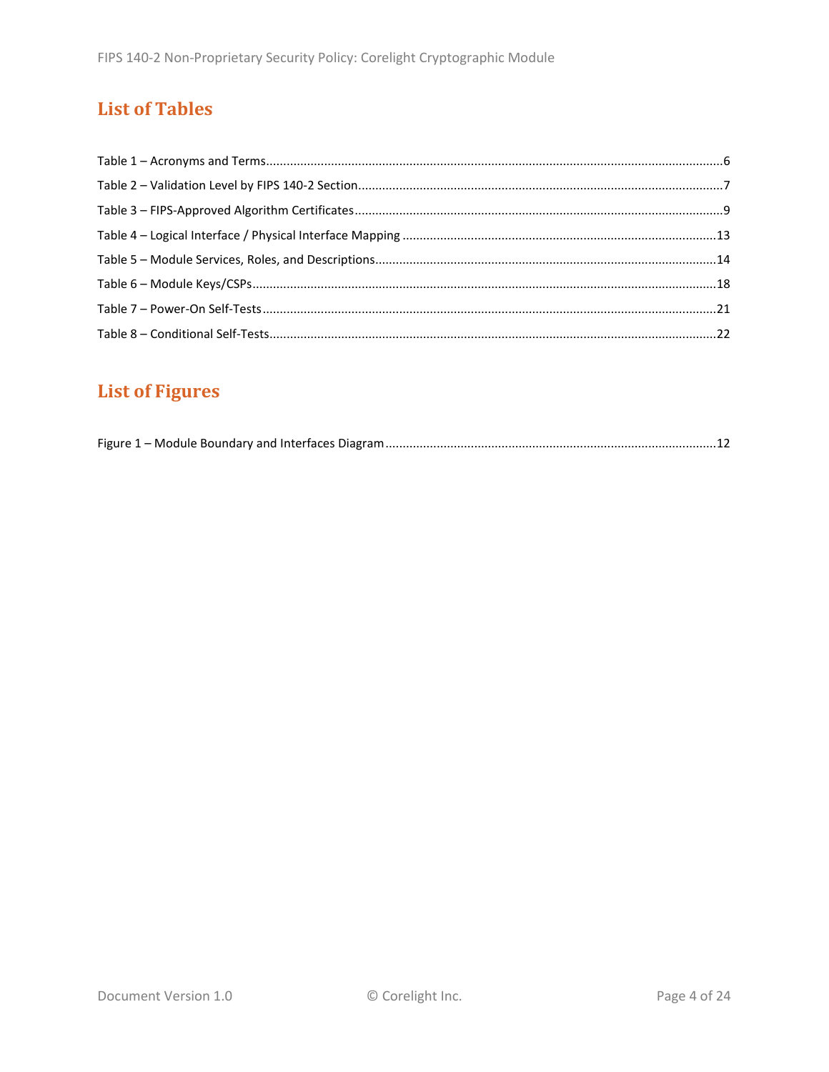# List of Tables

Table 1 – Acronyms and Terms....6
Table 2 – Validation Level by FIPS 140-2 Section....7
Table 3 – FIPS-Approved Algorithm Certificates....9
Table 4 – Logical Interface / Physical Interface Mapping....13
Table 5 – Module Services, Roles, and Descriptions....14
Table 6 – Module Keys/CSPs....18
Table 7 – Power-On Self-Tests....21
Table 8 – Conditional Self-Tests....22

# List of Figures

Figure 1 – Module Boundary and Interfaces Diagram....12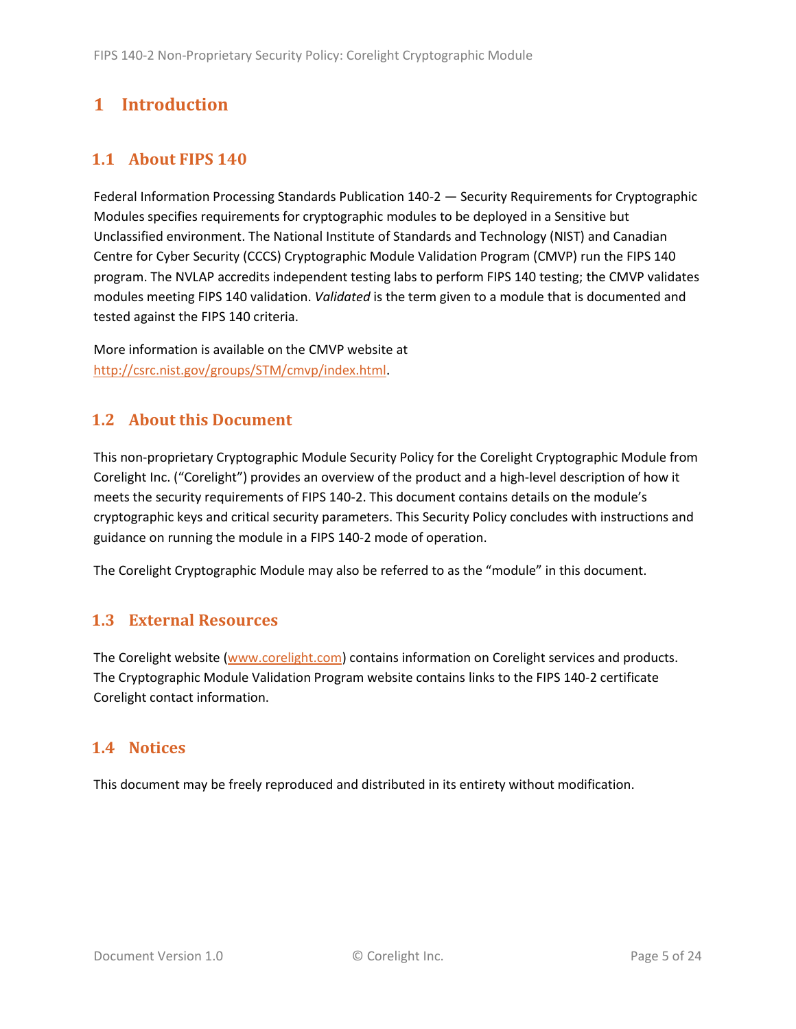# 1 Introduction

## 1.1 About FIPS 140

Federal Information Processing Standards Publication 140-2 — Security Requirements for Cryptographic Modules specifies requirements for cryptographic modules to be deployed in a Sensitive but Unclassified environment. The National Institute of Standards and Technology (NIST) and Canadian Centre for Cyber Security (CCCS) Cryptographic Module Validation Program (CMVP) run the FIPS 140 program. The NVLAP accredits independent testing labs to perform FIPS 140 testing; the CMVP validates modules meeting FIPS 140 validation. *Validated* is the term given to a module that is documented and tested against the FIPS 140 criteria.

More information is available on the CMVP website at [http://csrc.nist.gov/groups/STM/cmvp/index.html](http://csrc.nist.gov/groups/STM/cmvp/index.html).

## 1.2 About this Document

This non-proprietary Cryptographic Module Security Policy for the Corelight Cryptographic Module from Corelight Inc. ("Corelight") provides an overview of the product and a high-level description of how it meets the security requirements of FIPS 140-2. This document contains details on the module's cryptographic keys and critical security parameters. This Security Policy concludes with instructions and guidance on running the module in a FIPS 140-2 mode of operation.

The Corelight Cryptographic Module may also be referred to as the "module" in this document.

## 1.3 External Resources

The Corelight website ([www.corelight.com](www.corelight.com)) contains information on Corelight services and products. The Cryptographic Module Validation Program website contains links to the FIPS 140-2 certificate Corelight contact information.

## 1.4 Notices

This document may be freely reproduced and distributed in its entirety without modification.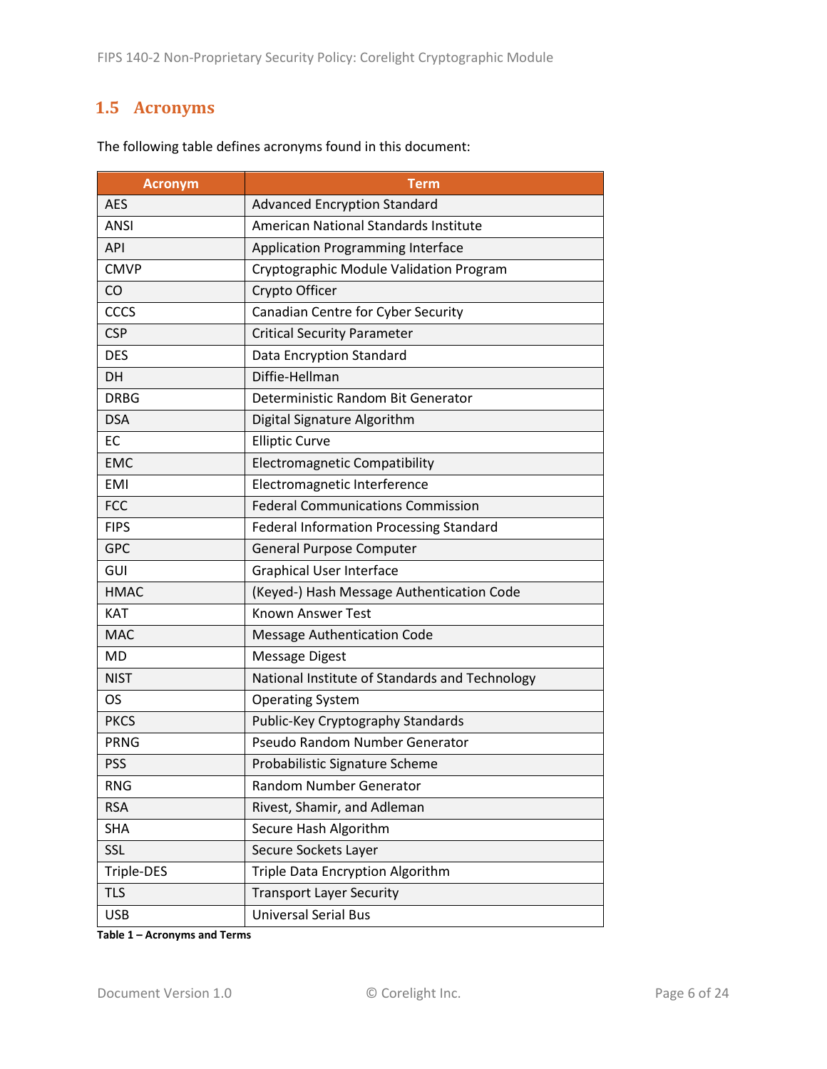## 1.5 Acronyms

The following table defines acronyms found in this document:

| Acronym | Term |
|---|---|
| AES | Advanced Encryption Standard |
| ANSI | American National Standards Institute |
| API | Application Programming Interface |
| CMVP | Cryptographic Module Validation Program |
| CO | Crypto Officer |
| CCCS | Canadian Centre for Cyber Security |
| CSP | Critical Security Parameter |
| DES | Data Encryption Standard |
| DH | Diffie-Hellman |
| DRBG | Deterministic Random Bit Generator |
| DSA | Digital Signature Algorithm |
| EC | Elliptic Curve |
| EMC | Electromagnetic Compatibility |
| EMI | Electromagnetic Interference |
| FCC | Federal Communications Commission |
| FIPS | Federal Information Processing Standard |
| GPC | General Purpose Computer |
| GUI | Graphical User Interface |
| HMAC | (Keyed-) Hash Message Authentication Code |
| KAT | Known Answer Test |
| MAC | Message Authentication Code |
| MD | Message Digest |
| NIST | National Institute of Standards and Technology |
| OS | Operating System |
| PKCS | Public-Key Cryptography Standards |
| PRNG | Pseudo Random Number Generator |
| PSS | Probabilistic Signature Scheme |
| RNG | Random Number Generator |
| RSA | Rivest, Shamir, and Adleman |
| SHA | Secure Hash Algorithm |
| SSL | Secure Sockets Layer |
| Triple-DES | Triple Data Encryption Algorithm |
| TLS | Transport Layer Security |
| USB | Universal Serial Bus |

**Table 1 – Acronyms and Terms**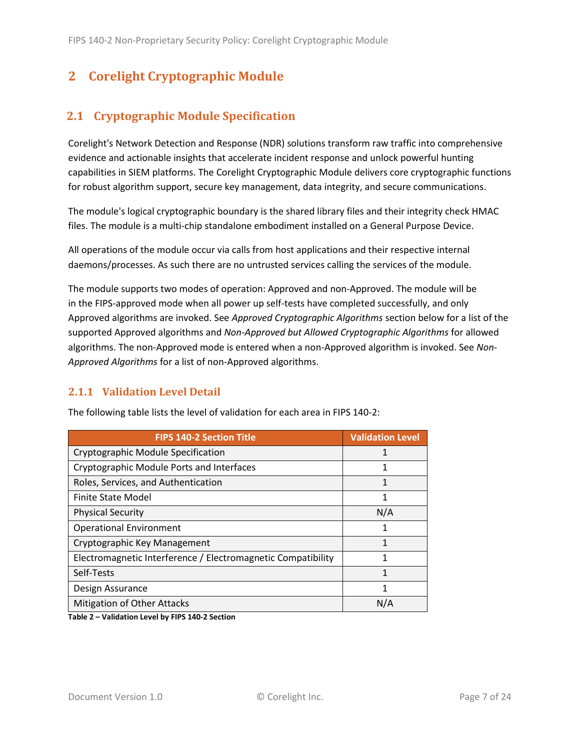# 2 Corelight Cryptographic Module

## 2.1 Cryptographic Module Specification

Corelight's Network Detection and Response (NDR) solutions transform raw traffic into comprehensive evidence and actionable insights that accelerate incident response and unlock powerful hunting capabilities in SIEM platforms. The Corelight Cryptographic Module delivers core cryptographic functions for robust algorithm support, secure key management, data integrity, and secure communications.

The module's logical cryptographic boundary is the shared library files and their integrity check HMAC files. The module is a multi-chip standalone embodiment installed on a General Purpose Device.

All operations of the module occur via calls from host applications and their respective internal daemons/processes. As such there are no untrusted services calling the services of the module.

The module supports two modes of operation: Approved and non-Approved. The module will be in the FIPS-approved mode when all power up self-tests have completed successfully, and only Approved algorithms are invoked. See *Approved Cryptographic Algorithms* section below for a list of the supported Approved algorithms and *Non-Approved but Allowed Cryptographic Algorithms* for allowed algorithms. The non-Approved mode is entered when a non-Approved algorithm is invoked. See *Non-Approved Algorithms* for a list of non-Approved algorithms.

### 2.1.1 Validation Level Detail

The following table lists the level of validation for each area in FIPS 140-2:

| FIPS 140-2 Section Title | Validation Level |
|---|---|
| Cryptographic Module Specification | 1 |
| Cryptographic Module Ports and Interfaces | 1 |
| Roles, Services, and Authentication | 1 |
| Finite State Model | 1 |
| Physical Security | N/A |
| Operational Environment | 1 |
| Cryptographic Key Management | 1 |
| Electromagnetic Interference / Electromagnetic Compatibility | 1 |
| Self-Tests | 1 |
| Design Assurance | 1 |
| Mitigation of Other Attacks | N/A |

**Table 2 – Validation Level by FIPS 140-2 Section**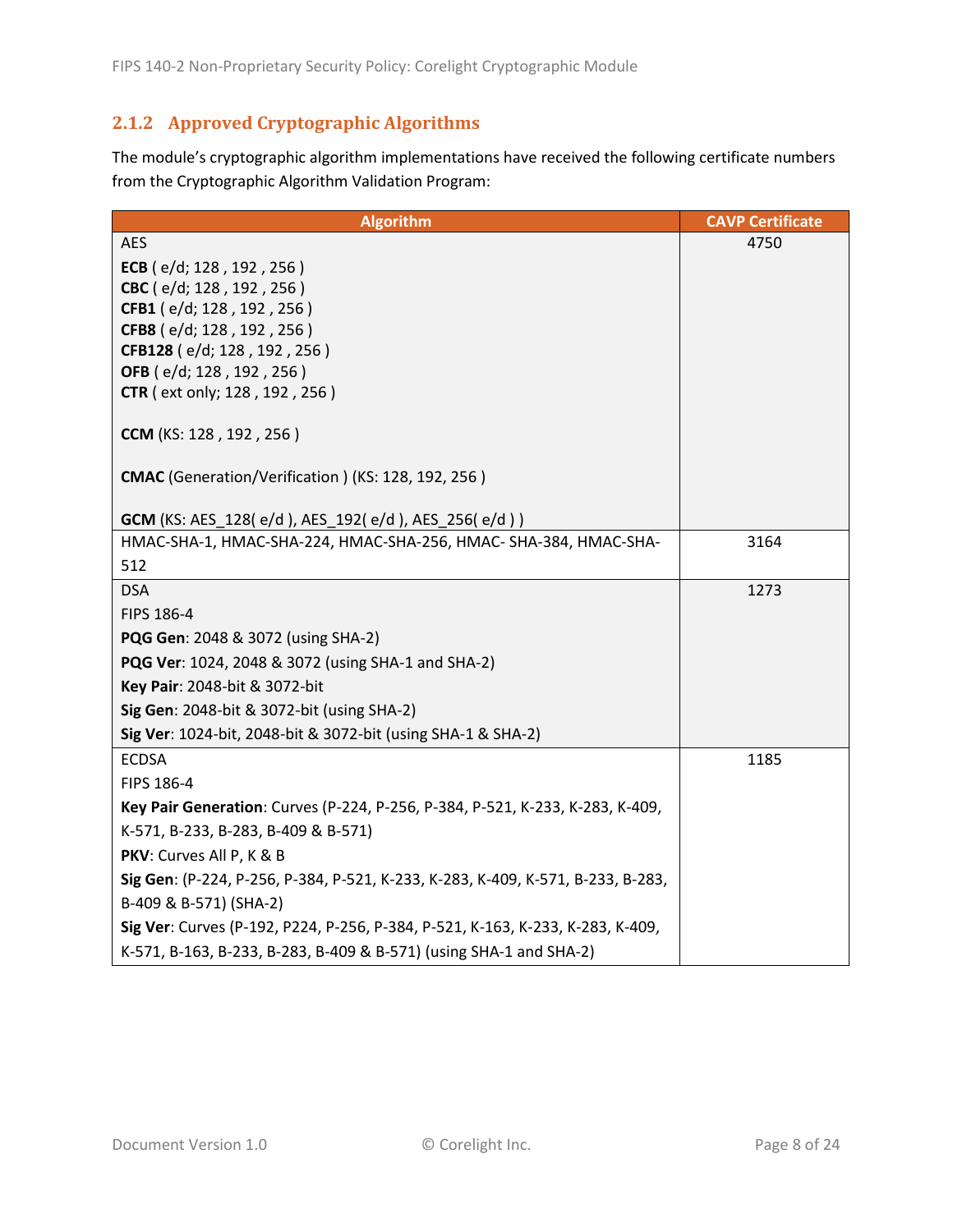### 2.1.2 Approved Cryptographic Algorithms

The module's cryptographic algorithm implementations have received the following certificate numbers from the Cryptographic Algorithm Validation Program:

| Algorithm | CAVP Certificate |
|---|---|
| AES<br><br>**ECB** ( e/d; 128 , 192 , 256 )<br>**CBC** ( e/d; 128 , 192 , 256 )<br>**CFB1** ( e/d; 128 , 192 , 256 )<br>**CFB8** ( e/d; 128 , 192 , 256 )<br>**CFB128** ( e/d; 128 , 192 , 256 )<br>**OFB** ( e/d; 128 , 192 , 256 )<br>**CTR** ( ext only; 128 , 192 , 256 )<br><br>**CCM** (KS: 128 , 192 , 256 )<br><br>**CMAC** (Generation/Verification ) (KS: 128, 192, 256 )<br><br>**GCM** (KS: AES_128( e/d ), AES_192( e/d ), AES_256( e/d ) ) | 4750 |
| HMAC-SHA-1, HMAC-SHA-224, HMAC-SHA-256, HMAC- SHA-384, HMAC-SHA-512 | 3164 |
| DSA<br>FIPS 186-4<br>**PQG Gen**: 2048 & 3072 (using SHA-2)<br>**PQG Ver**: 1024, 2048 & 3072 (using SHA-1 and SHA-2)<br>**Key Pair**: 2048-bit & 3072-bit<br>**Sig Gen**: 2048-bit & 3072-bit (using SHA-2)<br>**Sig Ver**: 1024-bit, 2048-bit & 3072-bit (using SHA-1 & SHA-2) | 1273 |
| ECDSA<br>FIPS 186-4<br>**Key Pair Generation**: Curves (P-224, P-256, P-384, P-521, K-233, K-283, K-409, K-571, B-233, B-283, B-409 & B-571)<br>**PKV**: Curves All P, K & B<br>**Sig Gen**: (P-224, P-256, P-384, P-521, K-233, K-283, K-409, K-571, B-233, B-283, B-409 & B-571) (SHA-2)<br>**Sig Ver**: Curves (P-192, P224, P-256, P-384, P-521, K-163, K-233, K-283, K-409, K-571, B-163, B-233, B-283, B-409 & B-571) (using SHA-1 and SHA-2) | 1185 |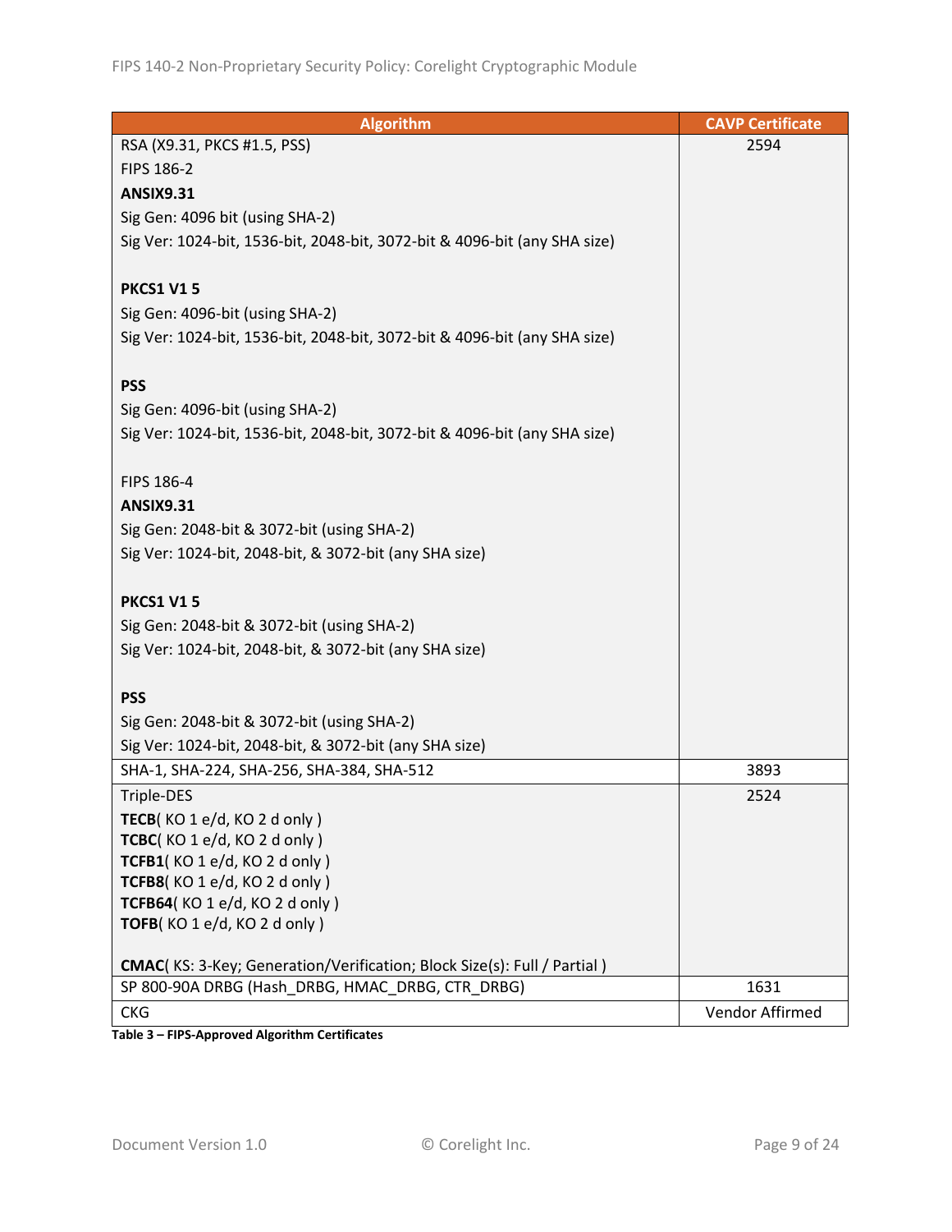| Algorithm | CAVP Certificate |
|---|---|
| RSA (X9.31, PKCS #1.5, PSS)<br>FIPS 186-2<br>**ANSIX9.31**<br>Sig Gen: 4096 bit (using SHA-2)<br>Sig Ver: 1024-bit, 1536-bit, 2048-bit, 3072-bit & 4096-bit (any SHA size)<br><br>**PKCS1 V1 5**<br>Sig Gen: 4096-bit (using SHA-2)<br>Sig Ver: 1024-bit, 1536-bit, 2048-bit, 3072-bit & 4096-bit (any SHA size)<br><br>**PSS**<br>Sig Gen: 4096-bit (using SHA-2)<br>Sig Ver: 1024-bit, 1536-bit, 2048-bit, 3072-bit & 4096-bit (any SHA size)<br><br>FIPS 186-4<br>**ANSIX9.31**<br>Sig Gen: 2048-bit & 3072-bit (using SHA-2)<br>Sig Ver: 1024-bit, 2048-bit, & 3072-bit (any SHA size)<br><br>**PKCS1 V1 5**<br>Sig Gen: 2048-bit & 3072-bit (using SHA-2)<br>Sig Ver: 1024-bit, 2048-bit, & 3072-bit (any SHA size)<br><br>**PSS**<br>Sig Gen: 2048-bit & 3072-bit (using SHA-2)<br>Sig Ver: 1024-bit, 2048-bit, & 3072-bit (any SHA size) | 2594 |
| SHA-1, SHA-224, SHA-256, SHA-384, SHA-512 | 3893 |
| Triple-DES<br>**TECB**( KO 1 e/d, KO 2 d only )<br>**TCBC**( KO 1 e/d, KO 2 d only )<br>**TCFB1**( KO 1 e/d, KO 2 d only )<br>**TCFB8**( KO 1 e/d, KO 2 d only )<br>**TCFB64**( KO 1 e/d, KO 2 d only )<br>**TOFB**( KO 1 e/d, KO 2 d only )<br><br>**CMAC**( KS: 3-Key; Generation/Verification; Block Size(s): Full / Partial ) | 2524 |
| SP 800-90A DRBG (Hash_DRBG, HMAC_DRBG, CTR_DRBG) | 1631 |
| CKG | Vendor Affirmed |

**Table 3 – FIPS-Approved Algorithm Certificates**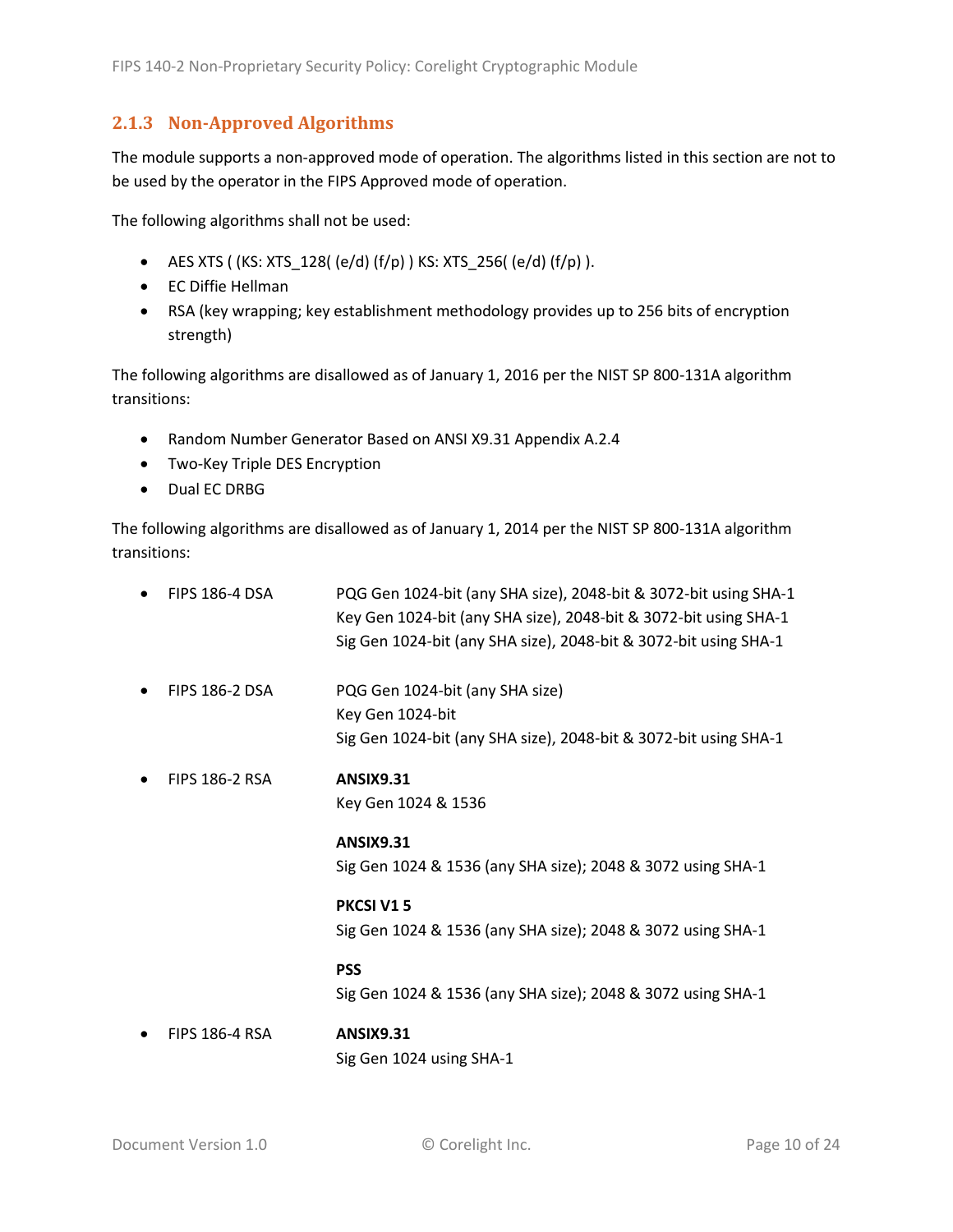### 2.1.3 Non-Approved Algorithms

The module supports a non-approved mode of operation. The algorithms listed in this section are not to be used by the operator in the FIPS Approved mode of operation.

The following algorithms shall not be used:

- AES XTS ( (KS: XTS_128( (e/d) (f/p) ) KS: XTS_256( (e/d) (f/p) ).
- EC Diffie Hellman
- RSA (key wrapping; key establishment methodology provides up to 256 bits of encryption strength)

The following algorithms are disallowed as of January 1, 2016 per the NIST SP 800-131A algorithm transitions:

- Random Number Generator Based on ANSI X9.31 Appendix A.2.4
- Two-Key Triple DES Encryption
- Dual EC DRBG

The following algorithms are disallowed as of January 1, 2014 per the NIST SP 800-131A algorithm transitions:

- FIPS 186-4 DSA
  PQG Gen 1024-bit (any SHA size), 2048-bit & 3072-bit using SHA-1
  Key Gen 1024-bit (any SHA size), 2048-bit & 3072-bit using SHA-1
  Sig Gen 1024-bit (any SHA size), 2048-bit & 3072-bit using SHA-1

- FIPS 186-2 DSA
  PQG Gen 1024-bit (any SHA size)
  Key Gen 1024-bit
  Sig Gen 1024-bit (any SHA size), 2048-bit & 3072-bit using SHA-1

- FIPS 186-2 RSA
  **ANSIX9.31**
  Key Gen 1024 & 1536

  **ANSIX9.31**
  Sig Gen 1024 & 1536 (any SHA size); 2048 & 3072 using SHA-1

  **PKCSI V1 5**
  Sig Gen 1024 & 1536 (any SHA size); 2048 & 3072 using SHA-1

  **PSS**
  Sig Gen 1024 & 1536 (any SHA size); 2048 & 3072 using SHA-1

- FIPS 186-4 RSA
  **ANSIX9.31**
  Sig Gen 1024 using SHA-1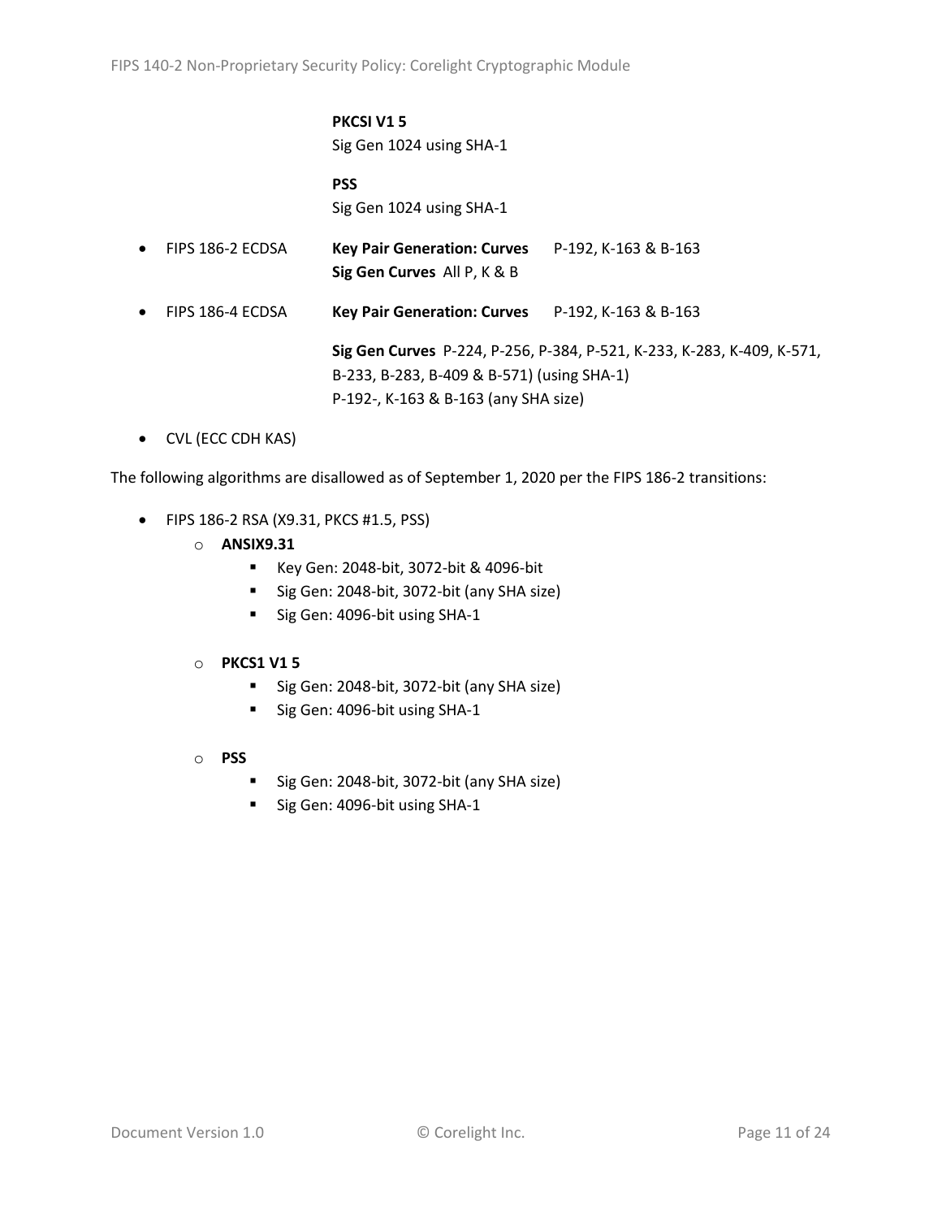**PKCSI V1 5**
Sig Gen 1024 using SHA-1

**PSS**
Sig Gen 1024 using SHA-1

- FIPS 186-2 ECDSA **Key Pair Generation: Curves** P-192, K-163 & B-163
  **Sig Gen Curves** All P, K & B
- FIPS 186-4 ECDSA **Key Pair Generation: Curves** P-192, K-163 & B-163

  **Sig Gen Curves** P-224, P-256, P-384, P-521, K-233, K-283, K-409, K-571, B-233, B-283, B-409 & B-571) (using SHA-1)
  P-192-, K-163 & B-163 (any SHA size)
- CVL (ECC CDH KAS)

The following algorithms are disallowed as of September 1, 2020 per the FIPS 186-2 transitions:

- FIPS 186-2 RSA (X9.31, PKCS #1.5, PSS)
  - **ANSIX9.31**
    - Key Gen: 2048-bit, 3072-bit & 4096-bit
    - Sig Gen: 2048-bit, 3072-bit (any SHA size)
    - Sig Gen: 4096-bit using SHA-1
  - **PKCS1 V1 5**
    - Sig Gen: 2048-bit, 3072-bit (any SHA size)
    - Sig Gen: 4096-bit using SHA-1
  - **PSS**
    - Sig Gen: 2048-bit, 3072-bit (any SHA size)
    - Sig Gen: 4096-bit using SHA-1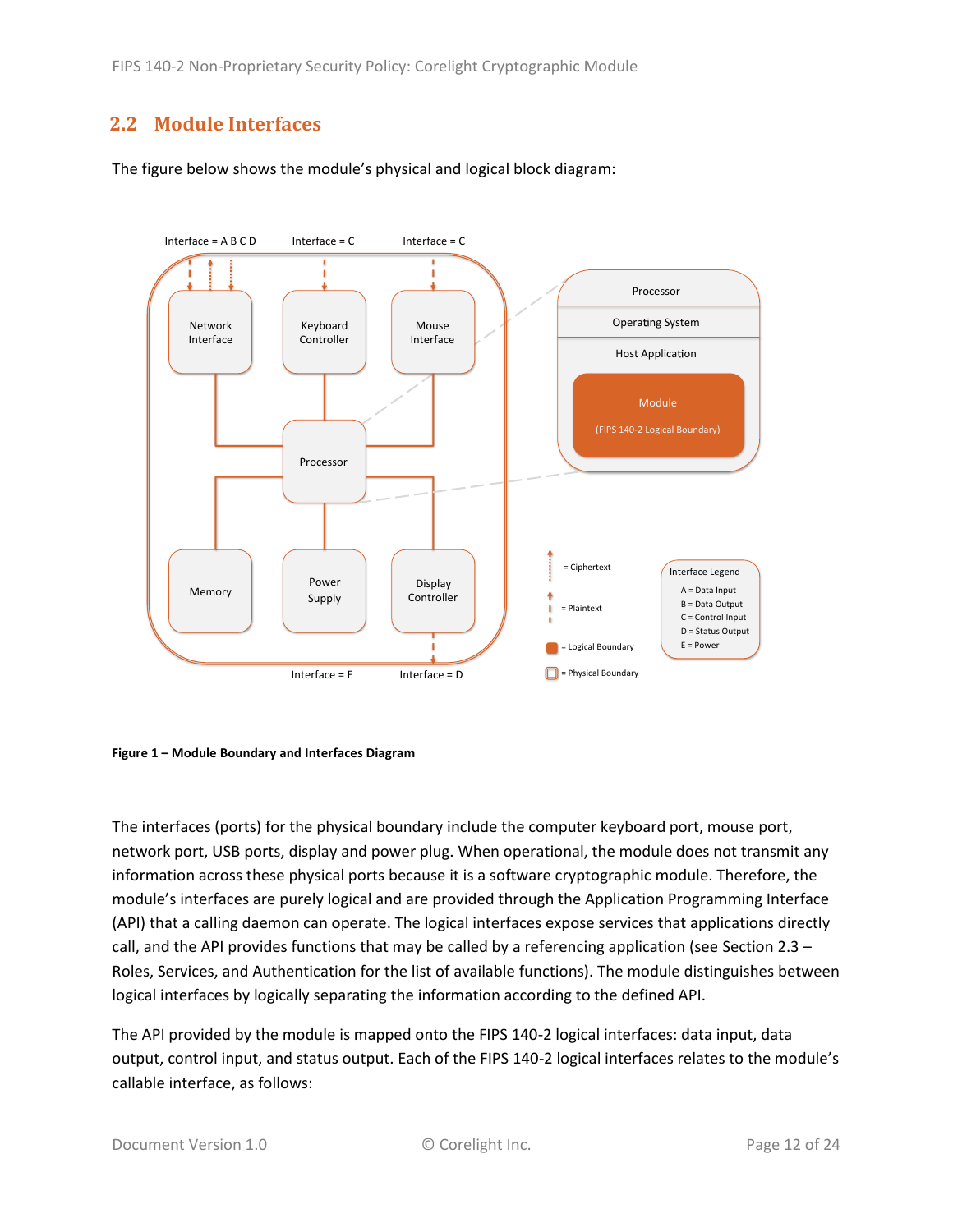## 2.2 Module Interfaces

The figure below shows the module's physical and logical block diagram:

**Figure 1 – Module Boundary and Interfaces Diagram**

The interfaces (ports) for the physical boundary include the computer keyboard port, mouse port, network port, USB ports, display and power plug. When operational, the module does not transmit any information across these physical ports because it is a software cryptographic module. Therefore, the module's interfaces are purely logical and are provided through the Application Programming Interface (API) that a calling daemon can operate. The logical interfaces expose services that applications directly call, and the API provides functions that may be called by a referencing application (see Section 2.3 – Roles, Services, and Authentication for the list of available functions). The module distinguishes between logical interfaces by logically separating the information according to the defined API.

The API provided by the module is mapped onto the FIPS 140-2 logical interfaces: data input, data output, control input, and status output. Each of the FIPS 140-2 logical interfaces relates to the module's callable interface, as follows: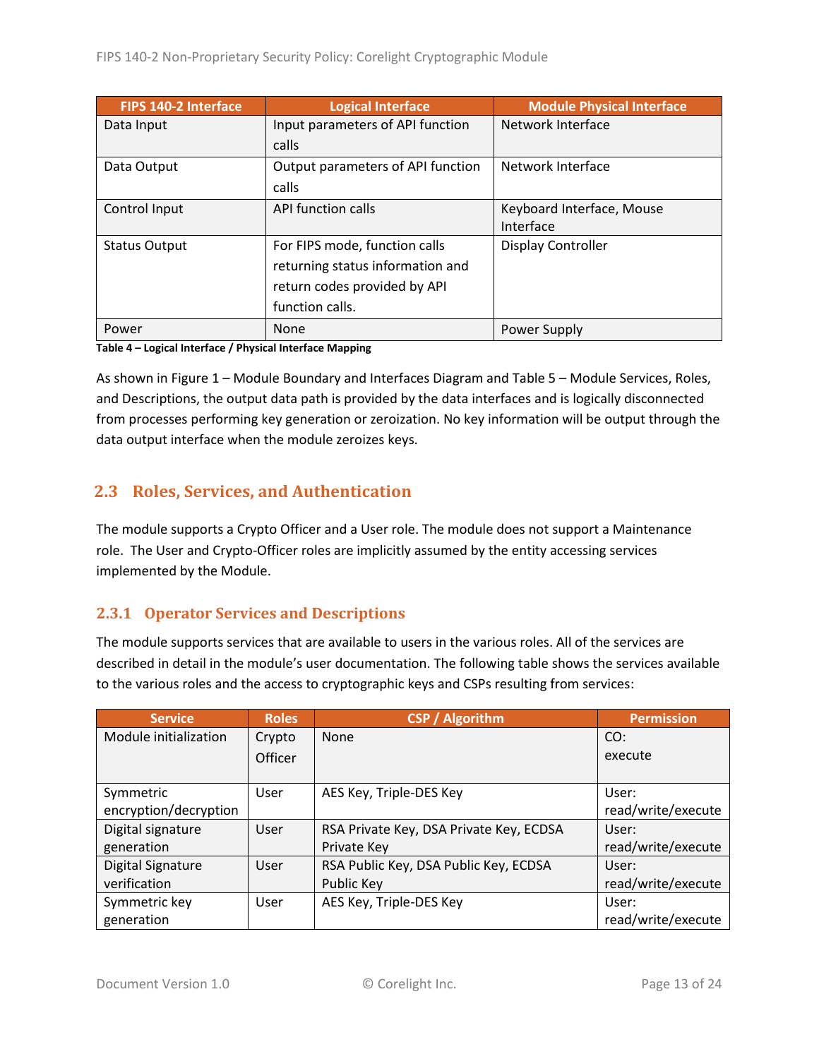| FIPS 140-2 Interface | Logical Interface | Module Physical Interface |
|---|---|---|
| Data Input | Input parameters of API function calls | Network Interface |
| Data Output | Output parameters of API function calls | Network Interface |
| Control Input | API function calls | Keyboard Interface, Mouse Interface |
| Status Output | For FIPS mode, function calls returning status information and return codes provided by API function calls. | Display Controller |
| Power | None | Power Supply |

**Table 4 – Logical Interface / Physical Interface Mapping**

As shown in Figure 1 – Module Boundary and Interfaces Diagram and Table 5 – Module Services, Roles, and Descriptions, the output data path is provided by the data interfaces and is logically disconnected from processes performing key generation or zeroization. No key information will be output through the data output interface when the module zeroizes keys.

## 2.3 Roles, Services, and Authentication

The module supports a Crypto Officer and a User role. The module does not support a Maintenance role. The User and Crypto-Officer roles are implicitly assumed by the entity accessing services implemented by the Module.

### 2.3.1 Operator Services and Descriptions

The module supports services that are available to users in the various roles. All of the services are described in detail in the module's user documentation. The following table shows the services available to the various roles and the access to cryptographic keys and CSPs resulting from services:

| Service | Roles | CSP / Algorithm | Permission |
|---|---|---|---|
| Module initialization | Crypto Officer | None | CO: execute |
| Symmetric encryption/decryption | User | AES Key, Triple-DES Key | User: read/write/execute |
| Digital signature generation | User | RSA Private Key, DSA Private Key, ECDSA Private Key | User: read/write/execute |
| Digital Signature verification | User | RSA Public Key, DSA Public Key, ECDSA Public Key | User: read/write/execute |
| Symmetric key generation | User | AES Key, Triple-DES Key | User: read/write/execute |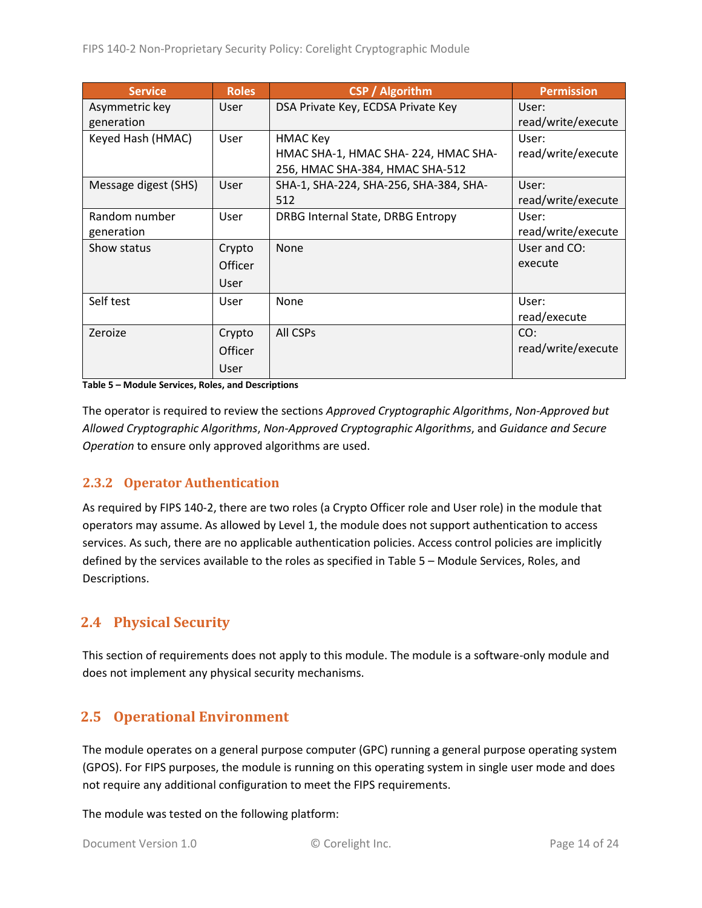| Service | Roles | CSP / Algorithm | Permission |
| --- | --- | --- | --- |
| Asymmetric key generation | User | DSA Private Key, ECDSA Private Key | User: read/write/execute |
| Keyed Hash (HMAC) | User | HMAC Key<br>HMAC SHA-1, HMAC SHA- 224, HMAC SHA-256, HMAC SHA-384, HMAC SHA-512 | User: read/write/execute |
| Message digest (SHS) | User | SHA-1, SHA-224, SHA-256, SHA-384, SHA-512 | User: read/write/execute |
| Random number generation | User | DRBG Internal State, DRBG Entropy | User: read/write/execute |
| Show status | Crypto Officer<br>User | None | User and CO: execute |
| Self test | User | None | User: read/execute |
| Zeroize | Crypto Officer<br>User | All CSPs | CO: read/write/execute |

**Table 5 – Module Services, Roles, and Descriptions**

The operator is required to review the sections *Approved Cryptographic Algorithms*, *Non-Approved but Allowed Cryptographic Algorithms*, *Non-Approved Cryptographic Algorithms*, and *Guidance and Secure Operation* to ensure only approved algorithms are used.

### 2.3.2 Operator Authentication

As required by FIPS 140-2, there are two roles (a Crypto Officer role and User role) in the module that operators may assume. As allowed by Level 1, the module does not support authentication to access services. As such, there are no applicable authentication policies. Access control policies are implicitly defined by the services available to the roles as specified in Table 5 – Module Services, Roles, and Descriptions.

## 2.4 Physical Security

This section of requirements does not apply to this module. The module is a software-only module and does not implement any physical security mechanisms.

## 2.5 Operational Environment

The module operates on a general purpose computer (GPC) running a general purpose operating system (GPOS). For FIPS purposes, the module is running on this operating system in single user mode and does not require any additional configuration to meet the FIPS requirements.

The module was tested on the following platform: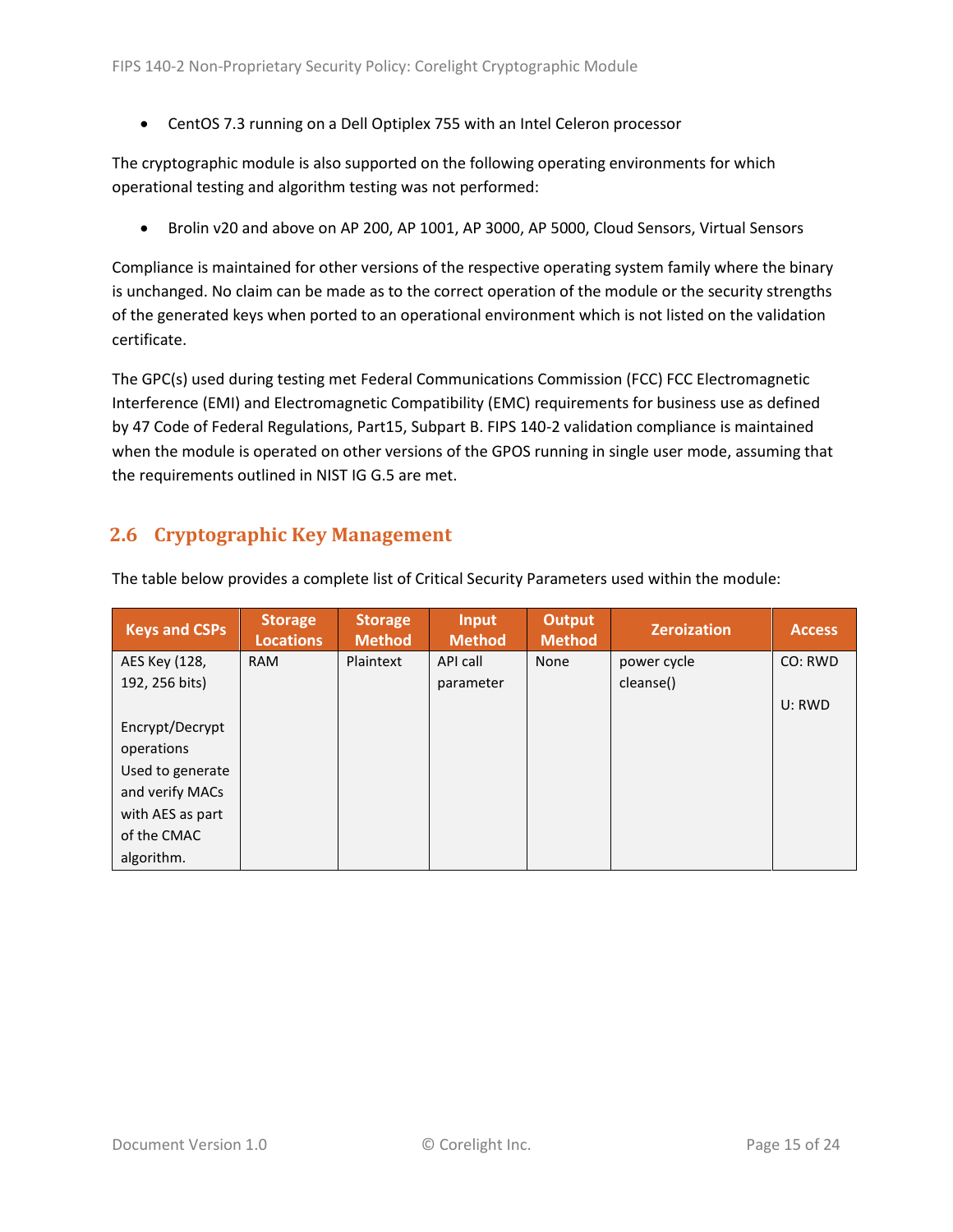- CentOS 7.3 running on a Dell Optiplex 755 with an Intel Celeron processor

The cryptographic module is also supported on the following operating environments for which operational testing and algorithm testing was not performed:

- Brolin v20 and above on AP 200, AP 1001, AP 3000, AP 5000, Cloud Sensors, Virtual Sensors

Compliance is maintained for other versions of the respective operating system family where the binary is unchanged. No claim can be made as to the correct operation of the module or the security strengths of the generated keys when ported to an operational environment which is not listed on the validation certificate.

The GPC(s) used during testing met Federal Communications Commission (FCC) FCC Electromagnetic Interference (EMI) and Electromagnetic Compatibility (EMC) requirements for business use as defined by 47 Code of Federal Regulations, Part15, Subpart B. FIPS 140-2 validation compliance is maintained when the module is operated on other versions of the GPOS running in single user mode, assuming that the requirements outlined in NIST IG G.5 are met.

## 2.6 Cryptographic Key Management

The table below provides a complete list of Critical Security Parameters used within the module:

| Keys and CSPs | Storage Locations | Storage Method | Input Method | Output Method | Zeroization | Access |
|---|---|---|---|---|---|---|
| AES Key (128, 192, 256 bits)<br><br>Encrypt/Decrypt operations Used to generate and verify MACs with AES as part of the CMAC algorithm. | RAM | Plaintext | API call parameter | None | power cycle cleanse() | CO: RWD<br><br>U: RWD |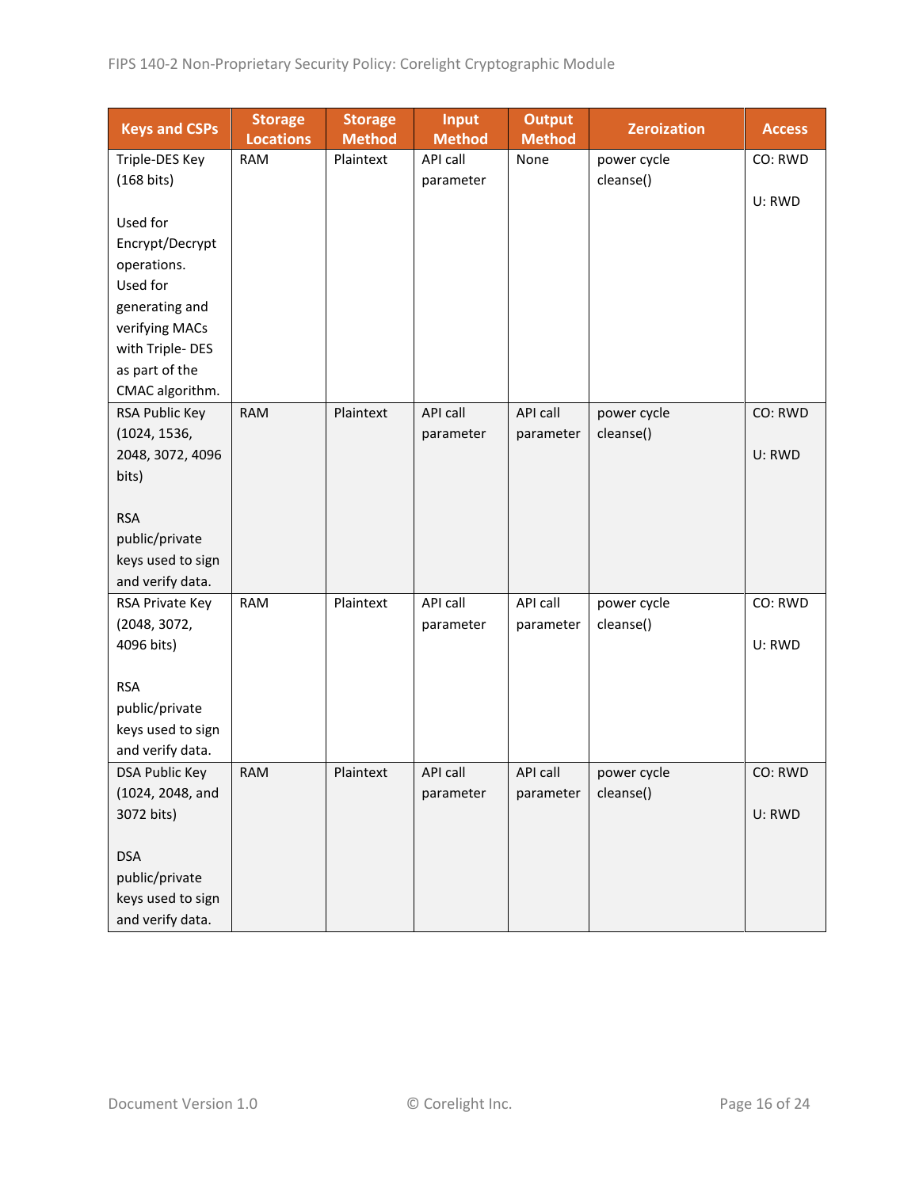| Keys and CSPs | Storage Locations | Storage Method | Input Method | Output Method | Zeroization | Access |
|---|---|---|---|---|---|---|
| Triple-DES Key (168 bits)<br><br>Used for Encrypt/Decrypt operations. Used for generating and verifying MACs with Triple- DES as part of the CMAC algorithm. | RAM | Plaintext | API call parameter | None | power cycle cleanse() | CO: RWD<br><br>U: RWD |
| RSA Public Key (1024, 1536, 2048, 3072, 4096 bits)<br><br>RSA public/private keys used to sign and verify data. | RAM | Plaintext | API call parameter | API call parameter | power cycle cleanse() | CO: RWD<br><br>U: RWD |
| RSA Private Key (2048, 3072, 4096 bits)<br><br>RSA public/private keys used to sign and verify data. | RAM | Plaintext | API call parameter | API call parameter | power cycle cleanse() | CO: RWD<br><br>U: RWD |
| DSA Public Key (1024, 2048, and 3072 bits)<br><br>DSA public/private keys used to sign and verify data. | RAM | Plaintext | API call parameter | API call parameter | power cycle cleanse() | CO: RWD<br><br>U: RWD |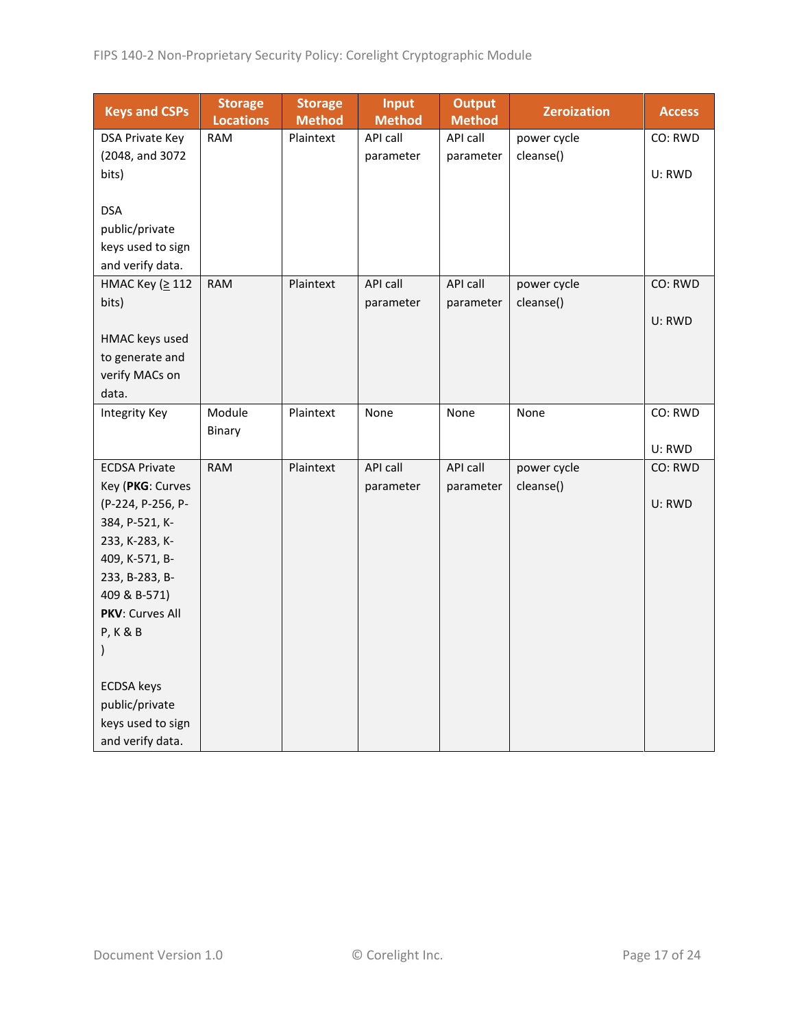| Keys and CSPs | Storage Locations | Storage Method | Input Method | Output Method | Zeroization | Access |
| --- | --- | --- | --- | --- | --- | --- |
| DSA Private Key (2048, and 3072 bits)<br><br>DSA public/private keys used to sign and verify data. | RAM | Plaintext | API call parameter | API call parameter | power cycle cleanse() | CO: RWD<br><br>U: RWD |
| HMAC Key (≥ 112 bits)<br><br>HMAC keys used to generate and verify MACs on data. | RAM | Plaintext | API call parameter | API call parameter | power cycle cleanse() | CO: RWD<br><br>U: RWD |
| Integrity Key | Module Binary | Plaintext | None | None | None | CO: RWD<br><br>U: RWD |
| ECDSA Private Key (**PKG**: Curves (P-224, P-256, P-384, P-521, K-233, K-283, K-409, K-571, B-233, B-283, B-409 & B-571) **PKV**: Curves All P, K & B )<br><br>ECDSA keys public/private keys used to sign and verify data. | RAM | Plaintext | API call parameter | API call parameter | power cycle cleanse() | CO: RWD<br><br>U: RWD |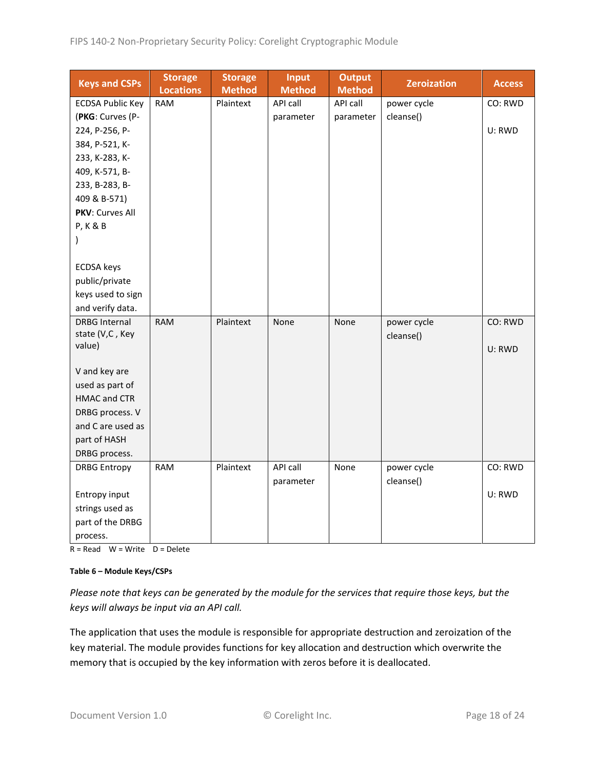| Keys and CSPs | Storage Locations | Storage Method | Input Method | Output Method | Zeroization | Access |
|---|---|---|---|---|---|---|
| ECDSA Public Key (**PKG**: Curves (P-224, P-256, P-384, P-521, K-233, K-283, K-409, K-571, B-233, B-283, B-409 & B-571) **PKV**: Curves All P, K & B )<br><br>ECDSA keys public/private keys used to sign and verify data. | RAM | Plaintext | API call parameter | API call parameter | power cycle cleanse() | CO: RWD<br><br>U: RWD |
| DRBG Internal state (V,C , Key value)<br><br>V and key are used as part of HMAC and CTR DRBG process. V and C are used as part of HASH DRBG process. | RAM | Plaintext | None | None | power cycle cleanse() | CO: RWD<br><br>U: RWD |
| DRBG Entropy<br><br>Entropy input strings used as part of the DRBG process. | RAM | Plaintext | API call parameter | None | power cycle cleanse() | CO: RWD<br><br>U: RWD |

R = Read W = Write D = Delete

**Table 6 – Module Keys/CSPs**

*Please note that keys can be generated by the module for the services that require those keys, but the keys will always be input via an API call.*

The application that uses the module is responsible for appropriate destruction and zeroization of the key material. The module provides functions for key allocation and destruction which overwrite the memory that is occupied by the key information with zeros before it is deallocated.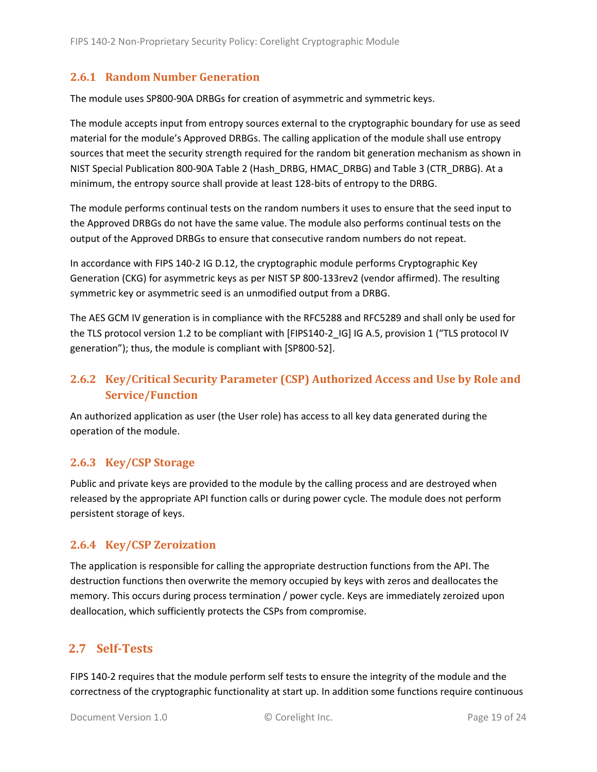### 2.6.1 Random Number Generation

The module uses SP800-90A DRBGs for creation of asymmetric and symmetric keys.

The module accepts input from entropy sources external to the cryptographic boundary for use as seed material for the module's Approved DRBGs. The calling application of the module shall use entropy sources that meet the security strength required for the random bit generation mechanism as shown in NIST Special Publication 800-90A Table 2 (Hash_DRBG, HMAC_DRBG) and Table 3 (CTR_DRBG). At a minimum, the entropy source shall provide at least 128-bits of entropy to the DRBG.

The module performs continual tests on the random numbers it uses to ensure that the seed input to the Approved DRBGs do not have the same value. The module also performs continual tests on the output of the Approved DRBGs to ensure that consecutive random numbers do not repeat.

In accordance with FIPS 140-2 IG D.12, the cryptographic module performs Cryptographic Key Generation (CKG) for asymmetric keys as per NIST SP 800-133rev2 (vendor affirmed). The resulting symmetric key or asymmetric seed is an unmodified output from a DRBG.

The AES GCM IV generation is in compliance with the RFC5288 and RFC5289 and shall only be used for the TLS protocol version 1.2 to be compliant with [FIPS140-2_IG] IG A.5, provision 1 ("TLS protocol IV generation"); thus, the module is compliant with [SP800-52].

### 2.6.2 Key/Critical Security Parameter (CSP) Authorized Access and Use by Role and Service/Function

An authorized application as user (the User role) has access to all key data generated during the operation of the module.

### 2.6.3 Key/CSP Storage

Public and private keys are provided to the module by the calling process and are destroyed when released by the appropriate API function calls or during power cycle. The module does not perform persistent storage of keys.

### 2.6.4 Key/CSP Zeroization

The application is responsible for calling the appropriate destruction functions from the API. The destruction functions then overwrite the memory occupied by keys with zeros and deallocates the memory. This occurs during process termination / power cycle. Keys are immediately zeroized upon deallocation, which sufficiently protects the CSPs from compromise.

## 2.7 Self-Tests

FIPS 140-2 requires that the module perform self tests to ensure the integrity of the module and the correctness of the cryptographic functionality at start up. In addition some functions require continuous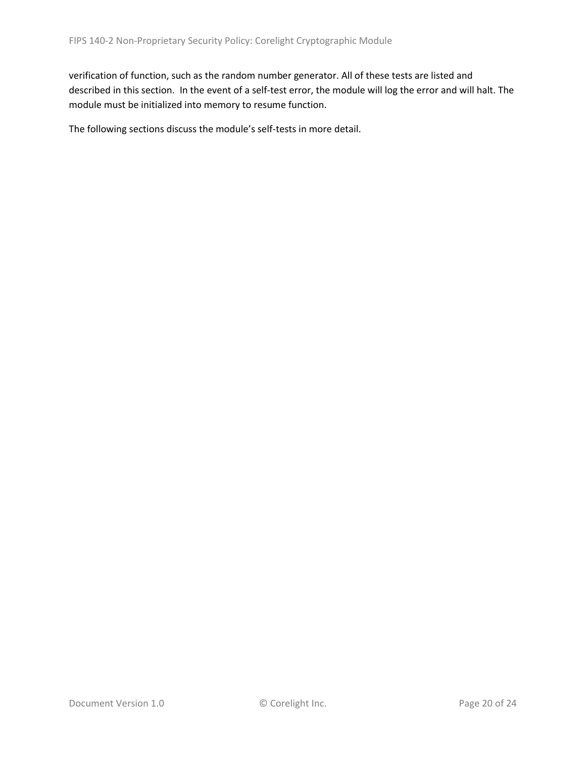verification of function, such as the random number generator. All of these tests are listed and described in this section. In the event of a self-test error, the module will log the error and will halt. The module must be initialized into memory to resume function.

The following sections discuss the module's self-tests in more detail.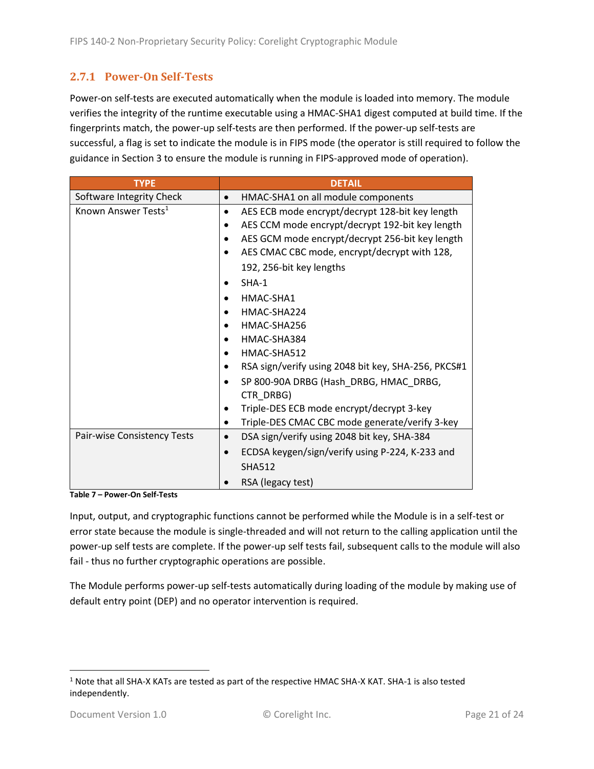### 2.7.1 Power-On Self-Tests

Power-on self-tests are executed automatically when the module is loaded into memory. The module verifies the integrity of the runtime executable using a HMAC-SHA1 digest computed at build time. If the fingerprints match, the power-up self-tests are then performed. If the power-up self-tests are successful, a flag is set to indicate the module is in FIPS mode (the operator is still required to follow the guidance in Section 3 to ensure the module is running in FIPS-approved mode of operation).

| TYPE | DETAIL |
|---|---|
| Software Integrity Check | • HMAC-SHA1 on all module components |
| Known Answer Tests[1] | • AES ECB mode encrypt/decrypt 128-bit key length<br>• AES CCM mode encrypt/decrypt 192-bit key length<br>• AES GCM mode encrypt/decrypt 256-bit key length<br>• AES CMAC CBC mode, encrypt/decrypt with 128, 192, 256-bit key lengths<br>• SHA-1<br>• HMAC-SHA1<br>• HMAC-SHA224<br>• HMAC-SHA256<br>• HMAC-SHA384<br>• HMAC-SHA512<br>• RSA sign/verify using 2048 bit key, SHA-256, PKCS#1<br>• SP 800-90A DRBG (Hash_DRBG, HMAC_DRBG, CTR_DRBG)<br>• Triple-DES ECB mode encrypt/decrypt 3-key<br>• Triple-DES CMAC CBC mode generate/verify 3-key |
| Pair-wise Consistency Tests | • DSA sign/verify using 2048 bit key, SHA-384<br>• ECDSA keygen/sign/verify using P-224, K-233 and SHA512<br>• RSA (legacy test) |

**Table 7 – Power-On Self-Tests**

Input, output, and cryptographic functions cannot be performed while the Module is in a self-test or error state because the module is single-threaded and will not return to the calling application until the power-up self tests are complete. If the power-up self tests fail, subsequent calls to the module will also fail - thus no further cryptographic operations are possible.

The Module performs power-up self-tests automatically during loading of the module by making use of default entry point (DEP) and no operator intervention is required.

---

[1] Note that all SHA-X KATs are tested as part of the respective HMAC SHA-X KAT. SHA-1 is also tested independently.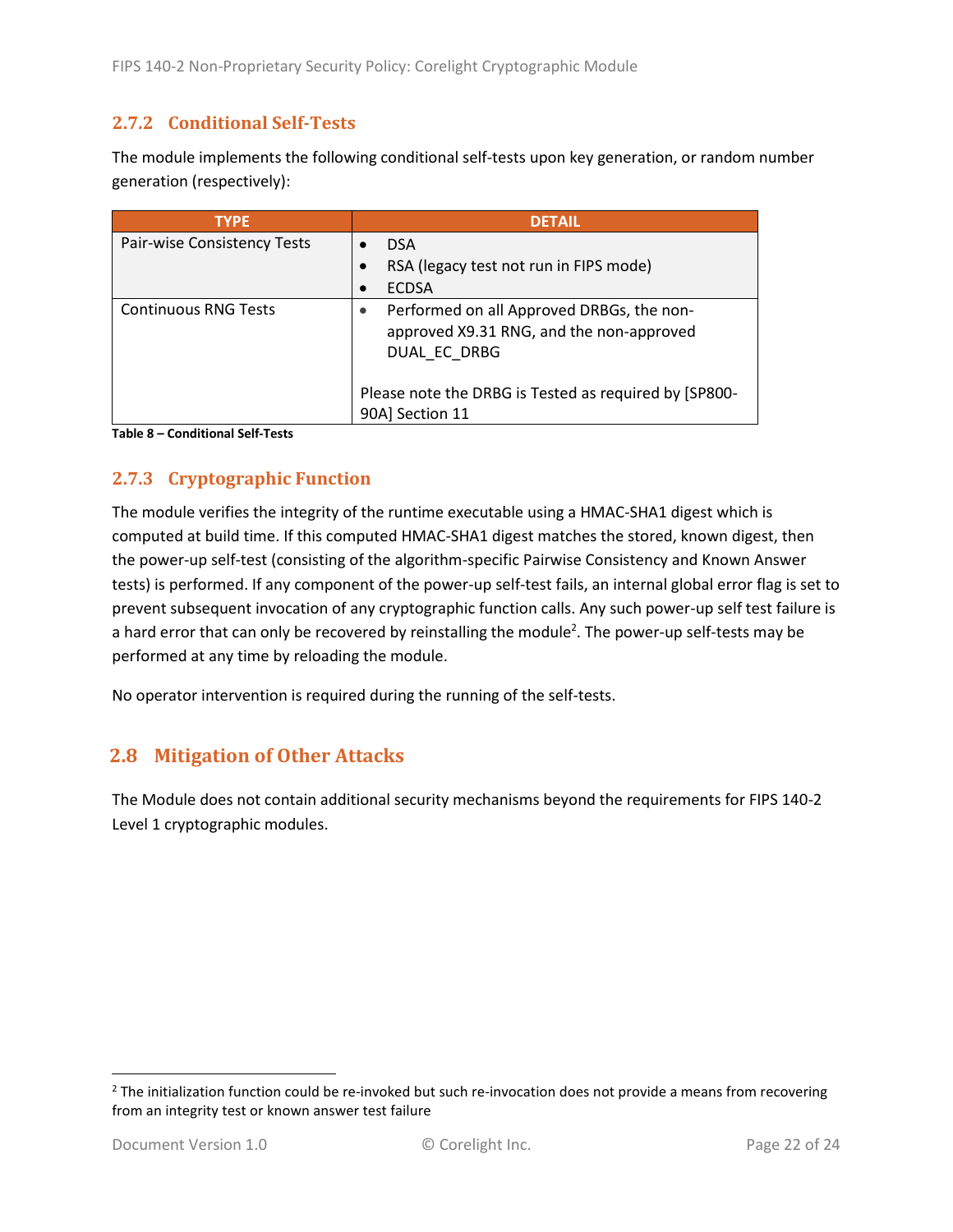### 2.7.2 Conditional Self-Tests

The module implements the following conditional self-tests upon key generation, or random number generation (respectively):

| TYPE | DETAIL |
|---|---|
| Pair-wise Consistency Tests | • DSA<br>• RSA (legacy test not run in FIPS mode)<br>• ECDSA |
| Continuous RNG Tests | • Performed on all Approved DRBGs, the non-approved X9.31 RNG, and the non-approved DUAL_EC_DRBG<br><br>Please note the DRBG is Tested as required by [SP800-90A] Section 11 |

**Table 8 – Conditional Self-Tests**

### 2.7.3 Cryptographic Function

The module verifies the integrity of the runtime executable using a HMAC-SHA1 digest which is computed at build time. If this computed HMAC-SHA1 digest matches the stored, known digest, then the power-up self-test (consisting of the algorithm-specific Pairwise Consistency and Known Answer tests) is performed. If any component of the power-up self-test fails, an internal global error flag is set to prevent subsequent invocation of any cryptographic function calls. Any such power-up self test failure is a hard error that can only be recovered by reinstalling the module[2]. The power-up self-tests may be performed at any time by reloading the module.

No operator intervention is required during the running of the self-tests.

## 2.8 Mitigation of Other Attacks

The Module does not contain additional security mechanisms beyond the requirements for FIPS 140-2 Level 1 cryptographic modules.

[2] The initialization function could be re-invoked but such re-invocation does not provide a means from recovering from an integrity test or known answer test failure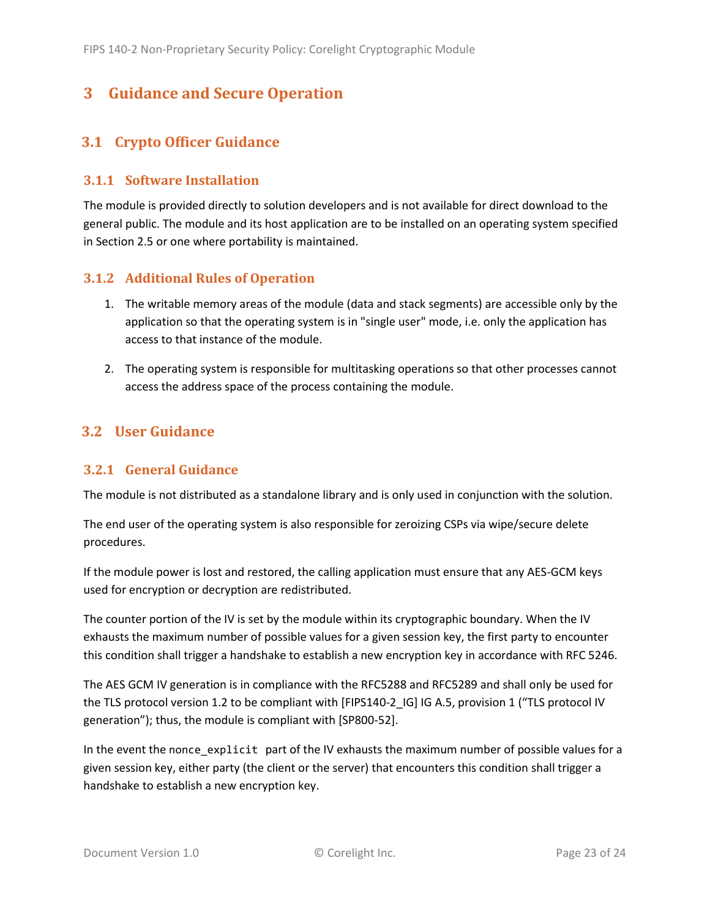# 3 Guidance and Secure Operation

## 3.1 Crypto Officer Guidance

### 3.1.1 Software Installation

The module is provided directly to solution developers and is not available for direct download to the general public. The module and its host application are to be installed on an operating system specified in Section 2.5 or one where portability is maintained.

### 3.1.2 Additional Rules of Operation

1. The writable memory areas of the module (data and stack segments) are accessible only by the application so that the operating system is in "single user" mode, i.e. only the application has access to that instance of the module.

2. The operating system is responsible for multitasking operations so that other processes cannot access the address space of the process containing the module.

## 3.2 User Guidance

### 3.2.1 General Guidance

The module is not distributed as a standalone library and is only used in conjunction with the solution.

The end user of the operating system is also responsible for zeroizing CSPs via wipe/secure delete procedures.

If the module power is lost and restored, the calling application must ensure that any AES-GCM keys used for encryption or decryption are redistributed.

The counter portion of the IV is set by the module within its cryptographic boundary. When the IV exhausts the maximum number of possible values for a given session key, the first party to encounter this condition shall trigger a handshake to establish a new encryption key in accordance with RFC 5246.

The AES GCM IV generation is in compliance with the RFC5288 and RFC5289 and shall only be used for the TLS protocol version 1.2 to be compliant with [FIPS140-2_IG] IG A.5, provision 1 (“TLS protocol IV generation”); thus, the module is compliant with [SP800-52].

In the event the `nonce_explicit` part of the IV exhausts the maximum number of possible values for a given session key, either party (the client or the server) that encounters this condition shall trigger a handshake to establish a new encryption key.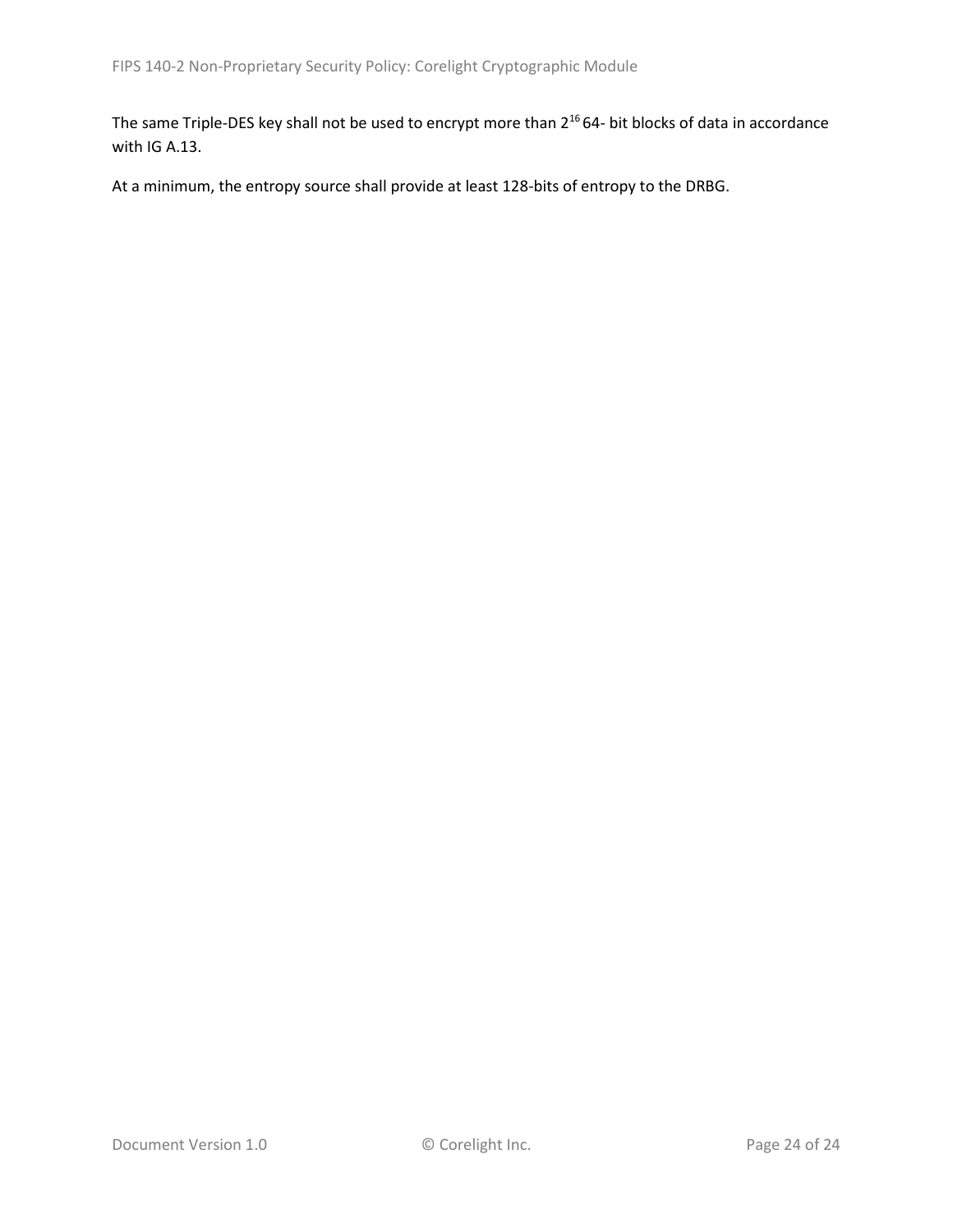The same Triple-DES key shall not be used to encrypt more than $2^{16}$ 64- bit blocks of data in accordance with IG A.13.

At a minimum, the entropy source shall provide at least 128-bits of entropy to the DRBG.